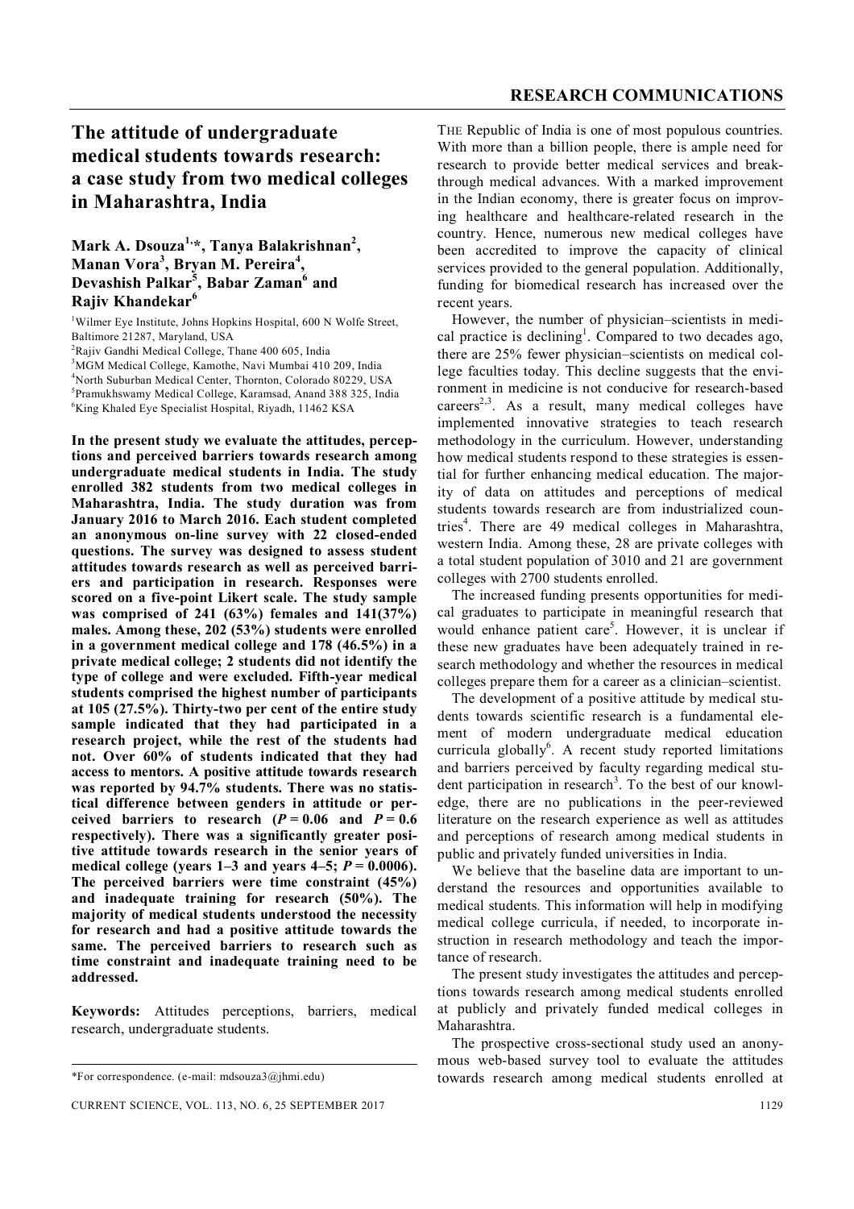# The attitude of undergraduate medical students towards research: a case study from two medical colleges in Maharashtra, India

**Mark A. Dsouza[1,*], Tanya Balakrishnan[2], Manan Vora[3], Bryan M. Pereira[4], Devashish Palkar[5], Babar Zaman[6] and Rajiv Khandekar[6]**

[1]Wilmer Eye Institute, Johns Hopkins Hospital, 600 N Wolfe Street, Baltimore 21287, Maryland, USA
[2]Rajiv Gandhi Medical College, Thane 400 605, India
[3]MGM Medical College, Kamothe, Navi Mumbai 410 209, India
[4]North Suburban Medical Center, Thornton, Colorado 80229, USA
[5]Pramukhswamy Medical College, Karamsad, Anand 388 325, India
[6]King Khaled Eye Specialist Hospital, Riyadh, 11462 KSA

**In the present study we evaluate the attitudes, perceptions and perceived barriers towards research among undergraduate medical students in India. The study enrolled 382 students from two medical colleges in Maharashtra, India. The study duration was from January 2016 to March 2016. Each student completed an anonymous on-line survey with 22 closed-ended questions. The survey was designed to assess student attitudes towards research as well as perceived barriers and participation in research. Responses were scored on a five-point Likert scale. The study sample was comprised of 241 (63%) females and 141(37%) males. Among these, 202 (53%) students were enrolled in a government medical college and 178 (46.5%) in a private medical college; 2 students did not identify the type of college and were excluded. Fifth-year medical students comprised the highest number of participants at 105 (27.5%). Thirty-two per cent of the entire study sample indicated that they had participated in a research project, while the rest of the students had not. Over 60% of students indicated that they had access to mentors. A positive attitude towards research was reported by 94.7% students. There was no statistical difference between genders in attitude or perceived barriers to research ($P = 0.06$ and $P = 0.6$ respectively). There was a significantly greater positive attitude towards research in the senior years of medical college (years 1–3 and years 4–5; $P = 0.0006$). The perceived barriers were time constraint (45%) and inadequate training for research (50%). The majority of medical students understood the necessity for research and had a positive attitude towards the same. The perceived barriers to research such as time constraint and inadequate training need to be addressed.**

**Keywords:** Attitudes perceptions, barriers, medical research, undergraduate students.

\*For correspondence. (e-mail: mdsouza3@jhmi.edu)

THE Republic of India is one of most populous countries. With more than a billion people, there is ample need for research to provide better medical services and breakthrough medical advances. With a marked improvement in the Indian economy, there is greater focus on improving healthcare and healthcare-related research in the country. Hence, numerous new medical colleges have been accredited to improve the capacity of clinical services provided to the general population. Additionally, funding for biomedical research has increased over the recent years.

However, the number of physician–scientists in medical practice is declining[1]. Compared to two decades ago, there are 25% fewer physician–scientists on medical college faculties today. This decline suggests that the environment in medicine is not conducive for research-based careers[2,3]. As a result, many medical colleges have implemented innovative strategies to teach research methodology in the curriculum. However, understanding how medical students respond to these strategies is essential for further enhancing medical education. The majority of data on attitudes and perceptions of medical students towards research are from industrialized countries[4]. There are 49 medical colleges in Maharashtra, western India. Among these, 28 are private colleges with a total student population of 3010 and 21 are government colleges with 2700 students enrolled.

The increased funding presents opportunities for medical graduates to participate in meaningful research that would enhance patient care[5]. However, it is unclear if these new graduates have been adequately trained in research methodology and whether the resources in medical colleges prepare them for a career as a clinician–scientist.

The development of a positive attitude by medical students towards scientific research is a fundamental element of modern undergraduate medical education curricula globally[6]. A recent study reported limitations and barriers perceived by faculty regarding medical student participation in research[3]. To the best of our knowledge, there are no publications in the peer-reviewed literature on the research experience as well as attitudes and perceptions of research among medical students in public and privately funded universities in India.

We believe that the baseline data are important to understand the resources and opportunities available to medical students. This information will help in modifying medical college curricula, if needed, to incorporate instruction in research methodology and teach the importance of research.

The present study investigates the attitudes and perceptions towards research among medical students enrolled at publicly and privately funded medical colleges in Maharashtra.

The prospective cross-sectional study used an anonymous web-based survey tool to evaluate the attitudes towards research among medical students enrolled at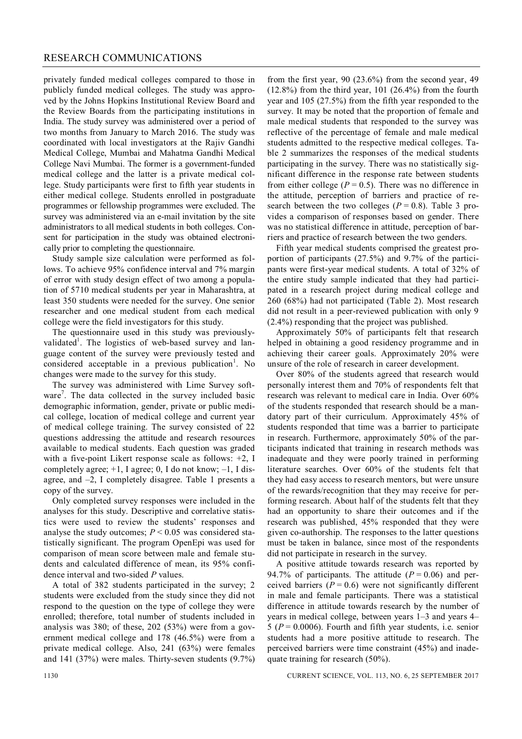privately funded medical colleges compared to those in publicly funded medical colleges. The study was approved by the Johns Hopkins Institutional Review Board and the Review Boards from the participating institutions in India. The study survey was administered over a period of two months from January to March 2016. The study was coordinated with local investigators at the Rajiv Gandhi Medical College, Mumbai and Mahatma Gandhi Medical College Navi Mumbai. The former is a government-funded medical college and the latter is a private medical college. Study participants were first to fifth year students in either medical college. Students enrolled in postgraduate programmes or fellowship programmes were excluded. The survey was administered via an e-mail invitation by the site administrators to all medical students in both colleges. Consent for participation in the study was obtained electronically prior to completing the questionnaire.

Study sample size calculation were performed as follows. To achieve 95% confidence interval and 7% margin of error with study design effect of two among a population of 5710 medical students per year in Maharashtra, at least 350 students were needed for the survey. One senior researcher and one medical student from each medical college were the field investigators for this study.

The questionnaire used in this study was previously-validated[1]. The logistics of web-based survey and language content of the survey were previously tested and considered acceptable in a previous publication[1]. No changes were made to the survey for this study.

The survey was administered with Lime Survey software[7]. The data collected in the survey included basic demographic information, gender, private or public medical college, location of medical college and current year of medical college training. The survey consisted of 22 questions addressing the attitude and research resources available to medical students. Each question was graded with a five-point Likert response scale as follows: +2, I completely agree; +1, I agree; 0, I do not know; –1, I disagree, and –2, I completely disagree. Table 1 presents a copy of the survey.

Only completed survey responses were included in the analyses for this study. Descriptive and correlative statistics were used to review the students' responses and analyse the study outcomes; $P < 0.05$ was considered statistically significant. The program OpenEpi was used for comparison of mean score between male and female students and calculated difference of mean, its 95% confidence interval and two-sided $P$ values.

A total of 382 students participated in the survey; 2 students were excluded from the study since they did not respond to the question on the type of college they were enrolled; therefore, total number of students included in analysis was 380; of these, 202 (53%) were from a government medical college and 178 (46.5%) were from a private medical college. Also, 241 (63%) were females and 141 (37%) were males. Thirty-seven students (9.7%) from the first year, 90 (23.6%) from the second year, 49 (12.8%) from the third year, 101 (26.4%) from the fourth year and 105 (27.5%) from the fifth year responded to the survey. It may be noted that the proportion of female and male medical students that responded to the survey was reflective of the percentage of female and male medical students admitted to the respective medical colleges. Table 2 summarizes the responses of the medical students participating in the survey. There was no statistically significant difference in the response rate between students from either college ($P = 0.5$). There was no difference in the attitude, perception of barriers and practice of research between the two colleges ($P = 0.8$). Table 3 provides a comparison of responses based on gender. There was no statistical difference in attitude, perception of barriers and practice of research between the two genders.

Fifth year medical students comprised the greatest proportion of participants (27.5%) and 9.7% of the participants were first-year medical students. A total of 32% of the entire study sample indicated that they had participated in a research project during medical college and 260 (68%) had not participated (Table 2). Most research did not result in a peer-reviewed publication with only 9 (2.4%) responding that the project was published.

Approximately 50% of participants felt that research helped in obtaining a good residency programme and in achieving their career goals. Approximately 20% were unsure of the role of research in career development.

Over 80% of the students agreed that research would personally interest them and 70% of respondents felt that research was relevant to medical care in India. Over 60% of the students responded that research should be a mandatory part of their curriculum. Approximately 45% of students responded that time was a barrier to participate in research. Furthermore, approximately 50% of the participants indicated that training in research methods was inadequate and they were poorly trained in performing literature searches. Over 60% of the students felt that they had easy access to research mentors, but were unsure of the rewards/recognition that they may receive for performing research. About half of the students felt that they had an opportunity to share their outcomes and if the research was published, 45% responded that they were given co-authorship. The responses to the latter questions must be taken in balance, since most of the respondents did not participate in research in the survey.

A positive attitude towards research was reported by 94.7% of participants. The attitude ($P = 0.06$) and perceived barriers ($P = 0.6$) were not significantly different in male and female participants. There was a statistical difference in attitude towards research by the number of years in medical college, between years 1–3 and years 4–5 ($P = 0.0006$). Fourth and fifth year students, i.e. senior students had a more positive attitude to research. The perceived barriers were time constraint (45%) and inadequate training for research (50%).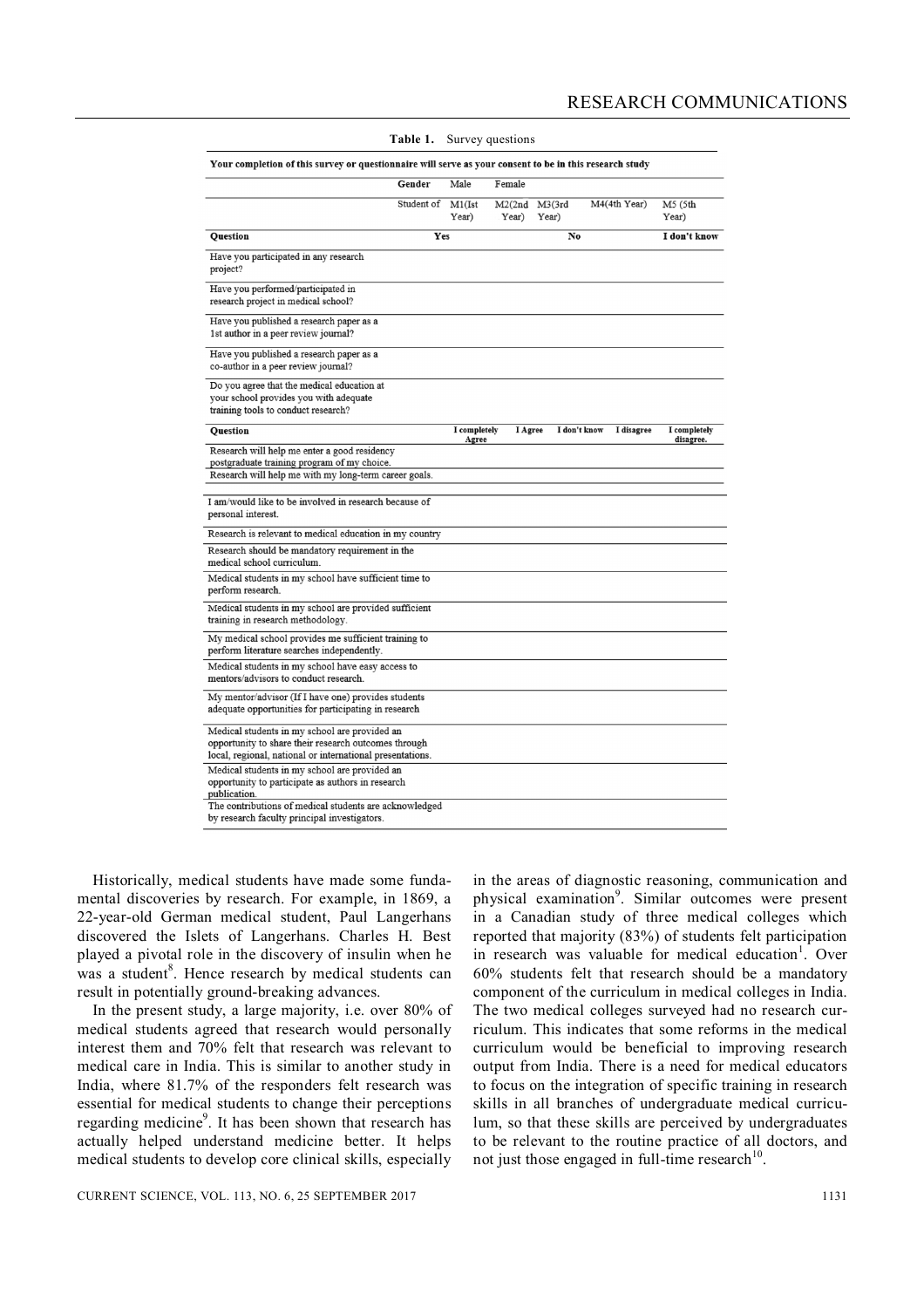**Table 1.** Survey questions

| Your completion of this survey or questionnaire will serve as your consent to be in this research study | | | | | |
|---|---|---|---|---|---|
| Gender | Male | Female | | | |
| Student of | M1(Ist Year) | M2(2nd Year) | M3(3rd Year) | M4(4th Year) | M5 (5th Year) |

| Question | Yes | No | I don't know |
|---|---|---|---|
| Have you participated in any research project? | | | |
| Have you performed/participated in research project in medical school? | | | |
| Have you published a research paper as a 1st author in a peer review journal? | | | |
| Have you published a research paper as a co-author in a peer review journal? | | | |
| Do you agree that the medical education at your school provides you with adequate training tools to conduct research? | | | |

| Question | I completely Agree | I Agree | I don't know | I disagree | I completely disagree. |
|---|---|---|---|---|---|
| Research will help me enter a good residency postgraduate training program of my choice. | | | | | |
| Research will help me with my long-term career goals. | | | | | |
| I am/would like to be involved in research because of personal interest. | | | | | |
| Research is relevant to medical education in my country | | | | | |
| Research should be mandatory requirement in the medical school curriculum. | | | | | |
| Medical students in my school have sufficient time to perform research. | | | | | |
| Medical students in my school are provided sufficient training in research methodology. | | | | | |
| My medical school provides me sufficient training to perform literature searches independently. | | | | | |
| Medical students in my school have easy access to mentors/advisors to conduct research. | | | | | |
| My mentor/advisor (If I have one) provides students adequate opportunities for participating in research | | | | | |
| Medical students in my school are provided an opportunity to share their research outcomes through local, regional, national or international presentations. | | | | | |
| Medical students in my school are provided an opportunity to participate as authors in research publication. | | | | | |
| The contributions of medical students are acknowledged by research faculty principal investigators. | | | | | |

Historically, medical students have made some fundamental discoveries by research. For example, in 1869, a 22-year-old German medical student, Paul Langerhans discovered the Islets of Langerhans. Charles H. Best played a pivotal role in the discovery of insulin when he was a student[8]. Hence research by medical students can result in potentially ground-breaking advances.

In the present study, a large majority, i.e. over 80% of medical students agreed that research would personally interest them and 70% felt that research was relevant to medical care in India. This is similar to another study in India, where 81.7% of the responders felt research was essential for medical students to change their perceptions regarding medicine[9]. It has been shown that research has actually helped understand medicine better. It helps medical students to develop core clinical skills, especially in the areas of diagnostic reasoning, communication and physical examination[9]. Similar outcomes were present in a Canadian study of three medical colleges which reported that majority (83%) of students felt participation in research was valuable for medical education[1]. Over 60% students felt that research should be a mandatory component of the curriculum in medical colleges in India. The two medical colleges surveyed had no research curriculum. This indicates that some reforms in the medical curriculum would be beneficial to improving research output from India. There is a need for medical educators to focus on the integration of specific training in research skills in all branches of undergraduate medical curriculum, so that these skills are perceived by undergraduates to be relevant to the routine practice of all doctors, and not just those engaged in full-time research[10].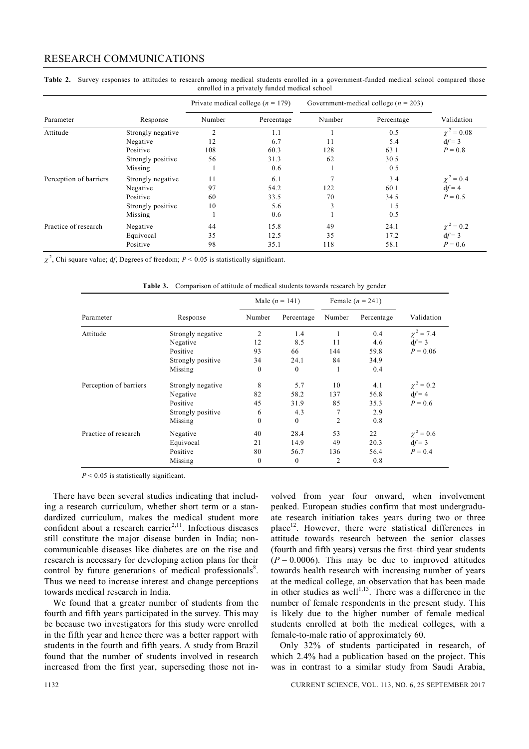**Table 2.** Survey responses to attitudes to research among medical students enrolled in a government-funded medical school compared those enrolled in a privately funded medical school

| Parameter | Response | Private medical college ($n$ = 179) | | Government-medical college ($n$ = 203) | | Validation |
|---|---|---|---|---|---|---|
| | | Number | Percentage | Number | Percentage | |
| Attitude | Strongly negative | 2 | 1.1 | 1 | 0.5 | $\chi^2 = 0.08$ |
| | Negative | 12 | 6.7 | 11 | 5.4 | $df = 3$ |
| | Positive | 108 | 60.3 | 128 | 63.1 | $P = 0.8$ |
| | Strongly positive | 56 | 31.3 | 62 | 30.5 | |
| | Missing | 1 | 0.6 | 1 | 0.5 | |
| Perception of barriers | Strongly negative | 11 | 6.1 | 7 | 3.4 | $\chi^2 = 0.4$ |
| | Negative | 97 | 54.2 | 122 | 60.1 | $df = 4$ |
| | Positive | 60 | 33.5 | 70 | 34.5 | $P = 0.5$ |
| | Strongly positive | 10 | 5.6 | 3 | 1.5 | |
| | Missing | 1 | 0.6 | 1 | 0.5 | |
| Practice of research | Negative | 44 | 15.8 | 49 | 24.1 | $\chi^2 = 0.2$ |
| | Equivocal | 35 | 12.5 | 35 | 17.2 | $df = 3$ |
| | Positive | 98 | 35.1 | 118 | 58.1 | $P = 0.6$ |

$\chi^2$, Chi square value; d$f$, Degrees of freedom; $P < 0.05$ is statistically significant.

**Table 3.** Comparison of attitude of medical students towards research by gender

| Parameter | Response | Male ($n$ = 141) | | Female ($n$ = 241) | | Validation |
|---|---|---|---|---|---|---|
| | | Number | Percentage | Number | Percentage | |
| Attitude | Strongly negative | 2 | 1.4 | 1 | 0.4 | $\chi^2 = 7.4$ |
| | Negative | 12 | 8.5 | 11 | 4.6 | $df = 3$ |
| | Positive | 93 | 66 | 144 | 59.8 | $P = 0.06$ |
| | Strongly positive | 34 | 24.1 | 84 | 34.9 | |
| | Missing | 0 | 0 | 1 | 0.4 | |
| Perception of barriers | Strongly negative | 8 | 5.7 | 10 | 4.1 | $\chi^2 = 0.2$ |
| | Negative | 82 | 58.2 | 137 | 56.8 | $df = 4$ |
| | Positive | 45 | 31.9 | 85 | 35.3 | $P = 0.6$ |
| | Strongly positive | 6 | 4.3 | 7 | 2.9 | |
| | Missing | 0 | 0 | 2 | 0.8 | |
| Practice of research | Negative | 40 | 28.4 | 53 | 22 | $\chi^2 = 0.6$ |
| | Equivocal | 21 | 14.9 | 49 | 20.3 | $df = 3$ |
| | Positive | 80 | 56.7 | 136 | 56.4 | $P = 0.4$ |
| | Missing | 0 | 0 | 2 | 0.8 | |

$P < 0.05$ is statistically significant.

There have been several studies indicating that including a research curriculum, whether short term or a standardized curriculum, makes the medical student more confident about a research carrier[2,11]. Infectious diseases still constitute the major disease burden in India; non-communicable diseases like diabetes are on the rise and research is necessary for developing action plans for their control by future generations of medical professionals[8]. Thus we need to increase interest and change perceptions towards medical research in India.

We found that a greater number of students from the fourth and fifth years participated in the survey. This may be because two investigators for this study were enrolled in the fifth year and hence there was a better rapport with students in the fourth and fifth years. A study from Brazil found that the number of students involved in research increased from the first year, superseding those not involved from year four onward, when involvement peaked. European studies confirm that most undergraduate research initiation takes years during two or three place[12]. However, there were statistical differences in attitude towards research between the senior classes (fourth and fifth years) versus the first–third year students ($P = 0.0006$). This may be due to improved attitudes towards health research with increasing number of years at the medical college, an observation that has been made in other studies as well[1,13]. There was a difference in the number of female respondents in the present study. This is likely due to the higher number of female medical students enrolled at both the medical colleges, with a female-to-male ratio of approximately 60.

Only 32% of students participated in research, of which 2.4% had a publication based on the project. This was in contrast to a similar study from Saudi Arabia,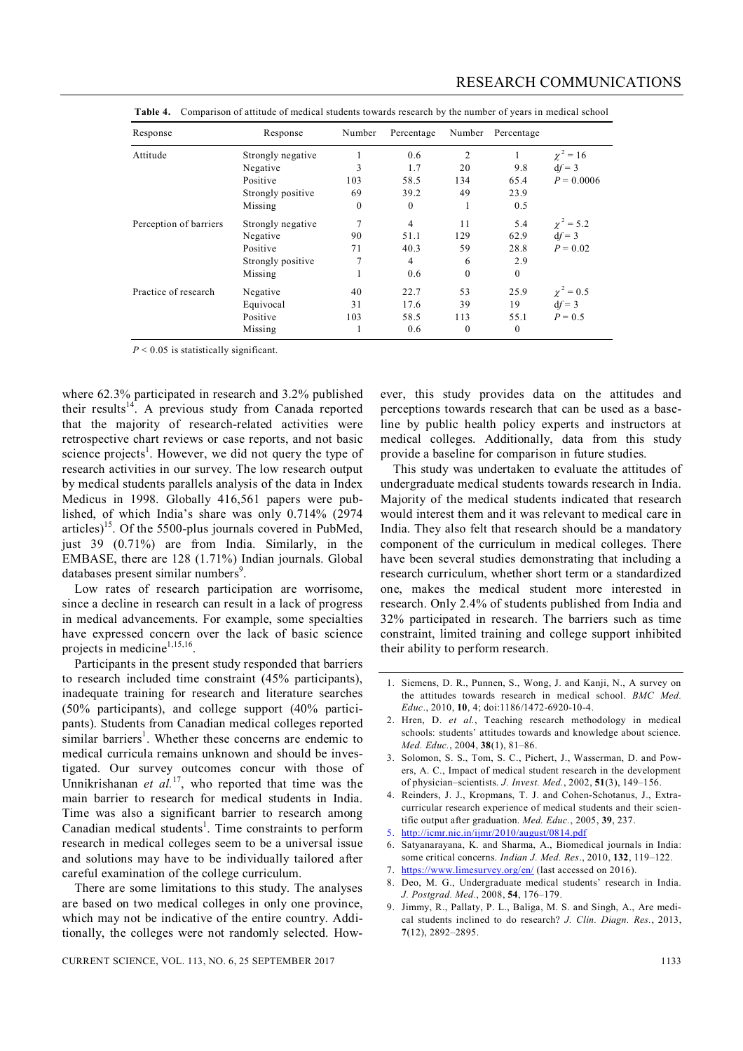**Table 4.** Comparison of attitude of medical students towards research by the number of years in medical school

| Response | Response | Number | Percentage | Number | Percentage | |
|---|---|---|---|---|---|---|
| Attitude | Strongly negative | 1 | 0.6 | 2 | 1 | $\chi^2 = 16$ |
| | Negative | 3 | 1.7 | 20 | 9.8 | $df = 3$ |
| | Positive | 103 | 58.5 | 134 | 65.4 | $P = 0.0006$ |
| | Strongly positive | 69 | 39.2 | 49 | 23.9 | |
| | Missing | 0 | 0 | 1 | 0.5 | |
| Perception of barriers | Strongly negative | 7 | 4 | 11 | 5.4 | $\chi^2 = 5.2$ |
| | Negative | 90 | 51.1 | 129 | 62.9 | $df = 3$ |
| | Positive | 71 | 40.3 | 59 | 28.8 | $P = 0.02$ |
| | Strongly positive | 7 | 4 | 6 | 2.9 | |
| | Missing | 1 | 0.6 | 0 | 0 | |
| Practice of research | Negative | 40 | 22.7 | 53 | 25.9 | $\chi^2 = 0.5$ |
| | Equivocal | 31 | 17.6 | 39 | 19 | $df = 3$ |
| | Positive | 103 | 58.5 | 113 | 55.1 | $P = 0.5$ |
| | Missing | 1 | 0.6 | 0 | 0 | |

$P < 0.05$ is statistically significant.

where 62.3% participated in research and 3.2% published their results[14]. A previous study from Canada reported that the majority of research-related activities were retrospective chart reviews or case reports, and not basic science projects[1]. However, we did not query the type of research activities in our survey. The low research output by medical students parallels analysis of the data in Index Medicus in 1998. Globally 416,561 papers were published, of which India's share was only 0.714% (2974 articles)[15]. Of the 5500-plus journals covered in PubMed, just 39 (0.71%) are from India. Similarly, in the EMBASE, there are 128 (1.71%) Indian journals. Global databases present similar numbers[9].

Low rates of research participation are worrisome, since a decline in research can result in a lack of progress in medical advancements. For example, some specialties have expressed concern over the lack of basic science projects in medicine[1,15,16].

Participants in the present study responded that barriers to research included time constraint (45% participants), inadequate training for research and literature searches (50% participants), and college support (40% participants). Students from Canadian medical colleges reported similar barriers[1]. Whether these concerns are endemic to medical curricula remains unknown and should be investigated. Our survey outcomes concur with those of Unnikrishanan *et al.*[17], who reported that time was the main barrier to research for medical students in India. Time was also a significant barrier to research among Canadian medical students[1]. Time constraints to perform research in medical colleges seem to be a universal issue and solutions may have to be individually tailored after careful examination of the college curriculum.

There are some limitations to this study. The analyses are based on two medical colleges in only one province, which may not be indicative of the entire country. Additionally, the colleges were not randomly selected. However, this study provides data on the attitudes and perceptions towards research that can be used as a baseline by public health policy experts and instructors at medical colleges. Additionally, data from this study provide a baseline for comparison in future studies.

This study was undertaken to evaluate the attitudes of undergraduate medical students towards research in India. Majority of the medical students indicated that research would interest them and it was relevant to medical care in India. They also felt that research should be a mandatory component of the curriculum in medical colleges. There have been several studies demonstrating that including a research curriculum, whether short term or a standardized one, makes the medical student more interested in research. Only 2.4% of students published from India and 32% participated in research. The barriers such as time constraint, limited training and college support inhibited their ability to perform research.

1. Siemens, D. R., Punnen, S., Wong, J. and Kanji, N., A survey on the attitudes towards research in medical school. *BMC Med. Educ.*, 2010, **10**, 4; doi:1186/1472-6920-10-4.
2. Hren, D. *et al.*, Teaching research methodology in medical schools: students' attitudes towards and knowledge about science. *Med. Educ.*, 2004, **38**(1), 81–86.
3. Solomon, S. S., Tom, S. C., Pichert, J., Wasserman, D. and Powers, A. C., Impact of medical student research in the development of physician–scientists. *J. Invest. Med.*, 2002, **51**(3), 149–156.
4. Reinders, J. J., Kropmans, T. J. and Cohen-Schotanus, J., Extracurricular research experience of medical students and their scientific output after graduation. *Med. Educ.*, 2005, **39**, 237.
5. http://icmr.nic.in/ijmr/2010/august/0814.pdf
6. Satyanarayana, K. and Sharma, A., Biomedical journals in India: some critical concerns. *Indian J. Med. Res.*, 2010, **132**, 119–122.
7. https://www.limesurvey.org/en/ (last accessed on 2016).
8. Deo, M. G., Undergraduate medical students' research in India. *J. Postgrad. Med.*, 2008, **54**, 176–179.
9. Jimmy, R., Pallaty, P. L., Baliga, M. S. and Singh, A., Are medical students inclined to do research? *J. Clin. Diagn. Res.*, 2013, **7**(12), 2892–2895.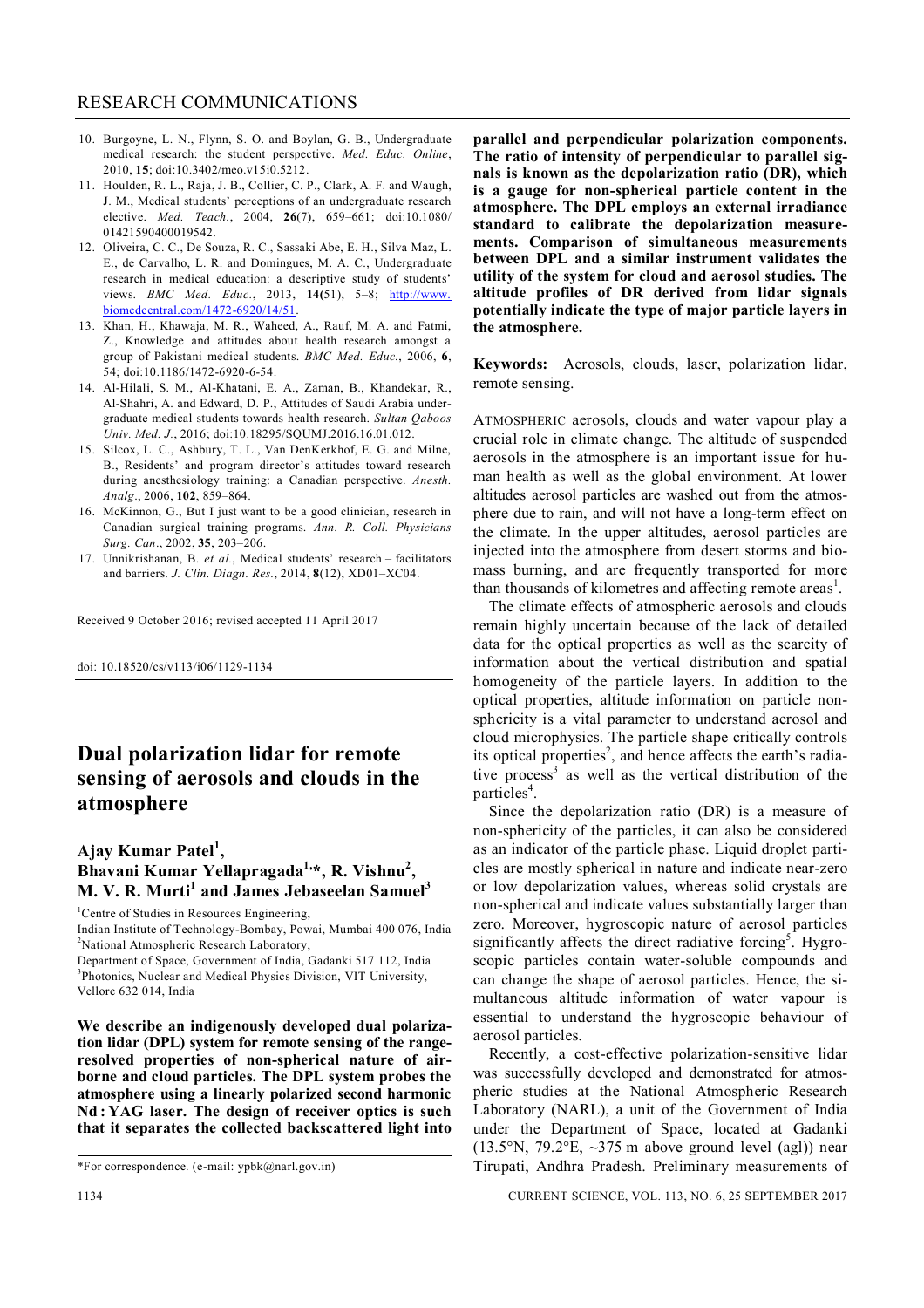10. Burgoyne, L. N., Flynn, S. O. and Boylan, G. B., Undergraduate medical research: the student perspective. *Med. Educ. Online*, 2010, **15**; doi:10.3402/meo.v15i0.5212.
11. Houlden, R. L., Raja, J. B., Collier, C. P., Clark, A. F. and Waugh, J. M., Medical students' perceptions of an undergraduate research elective. *Med. Teach.*, 2004, **26**(7), 659–661; doi:10.1080/01421590400019542.
12. Oliveira, C. C., De Souza, R. C., Sassaki Abe, E. H., Silva Maz, L. E., de Carvalho, L. R. and Domingues, M. A. C., Undergraduate research in medical education: a descriptive study of students' views. *BMC Med. Educ.*, 2013, **14**(51), 5–8; http://www.biomedcentral.com/1472-6920/14/51.
13. Khan, H., Khawaja, M. R., Waheed, A., Rauf, M. A. and Fatmi, Z., Knowledge and attitudes about health research amongst a group of Pakistani medical students. *BMC Med. Educ.*, 2006, **6**, 54; doi:10.1186/1472-6920-6-54.
14. Al-Hilali, S. M., Al-Khatani, E. A., Zaman, B., Khandekar, R., Al-Shahri, A. and Edward, D. P., Attitudes of Saudi Arabia undergraduate medical students towards health research. *Sultan Qaboos Univ. Med. J.*, 2016; doi:10.18295/SQUMJ.2016.16.01.012.
15. Silcox, L. C., Ashbury, T. L., Van DenKerkhof, E. G. and Milne, B., Residents' and program director's attitudes toward research during anesthesiology training: a Canadian perspective. *Anesth. Analg.*, 2006, **102**, 859–864.
16. McKinnon, G., But I just want to be a good clinician, research in Canadian surgical training programs. *Ann. R. Coll. Physicians Surg. Can.*, 2002, **35**, 203–206.
17. Unnikrishanan, B. *et al.*, Medical students' research – facilitators and barriers. *J. Clin. Diagn. Res.*, 2014, **8**(12), XD01–XC04.

Received 9 October 2016; revised accepted 11 April 2017

doi: 10.18520/cs/v113/i06/1129-1134

# Dual polarization lidar for remote sensing of aerosols and clouds in the atmosphere

**Ajay Kumar Patel[1], Bhavani Kumar Yellapragada[1,*], R. Vishnu[2], M. V. R. Murti[1] and James Jebaseelan Samuel[3]**

[1]Centre of Studies in Resources Engineering, Indian Institute of Technology-Bombay, Powai, Mumbai 400 076, India
[2]National Atmospheric Research Laboratory, Department of Space, Government of India, Gadanki 517 112, India
[3]Photonics, Nuclear and Medical Physics Division, VIT University, Vellore 632 014, India

**We describe an indigenously developed dual polarization lidar (DPL) system for remote sensing of the range-resolved properties of non-spherical nature of airborne and cloud particles. The DPL system probes the atmosphere using a linearly polarized second harmonic Nd : YAG laser. The design of receiver optics is such that it separates the collected backscattered light into parallel and perpendicular polarization components. The ratio of intensity of perpendicular to parallel signals is known as the depolarization ratio (DR), which is a gauge for non-spherical particle content in the atmosphere. The DPL employs an external irradiance standard to calibrate the depolarization measurements. Comparison of simultaneous measurements between DPL and a similar instrument validates the utility of the system for cloud and aerosol studies. The altitude profiles of DR derived from lidar signals potentially indicate the type of major particle layers in the atmosphere.**

**Keywords:** Aerosols, clouds, laser, polarization lidar, remote sensing.

ATMOSPHERIC aerosols, clouds and water vapour play a crucial role in climate change. The altitude of suspended aerosols in the atmosphere is an important issue for human health as well as the global environment. At lower altitudes aerosol particles are washed out from the atmosphere due to rain, and will not have a long-term effect on the climate. In the upper altitudes, aerosol particles are injected into the atmosphere from desert storms and biomass burning, and are frequently transported for more than thousands of kilometres and affecting remote areas[1].

The climate effects of atmospheric aerosols and clouds remain highly uncertain because of the lack of detailed data for the optical properties as well as the scarcity of information about the vertical distribution and spatial homogeneity of the particle layers. In addition to the optical properties, altitude information on particle non-sphericity is a vital parameter to understand aerosol and cloud microphysics. The particle shape critically controls its optical properties[2], and hence affects the earth's radiative process[3] as well as the vertical distribution of the particles[4].

Since the depolarization ratio (DR) is a measure of non-sphericity of the particles, it can also be considered as an indicator of the particle phase. Liquid droplet particles are mostly spherical in nature and indicate near-zero or low depolarization values, whereas solid crystals are non-spherical and indicate values substantially larger than zero. Moreover, hygroscopic nature of aerosol particles significantly affects the direct radiative forcing[5]. Hygroscopic particles contain water-soluble compounds and can change the shape of aerosol particles. Hence, the simultaneous altitude information of water vapour is essential to understand the hygroscopic behaviour of aerosol particles.

Recently, a cost-effective polarization-sensitive lidar was successfully developed and demonstrated for atmospheric studies at the National Atmospheric Research Laboratory (NARL), a unit of the Government of India under the Department of Space, located at Gadanki (13.5°N, 79.2°E, ~375 m above ground level (agl)) near Tirupati, Andhra Pradesh. Preliminary measurements of

*For correspondence. (e-mail: ypbk@narl.gov.in)